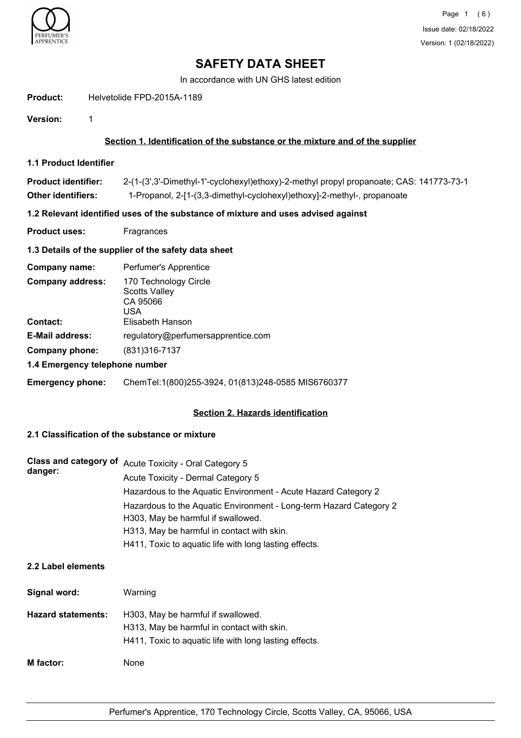# SAFETY DATA SHEET

In accordance with UN GHS latest edition

**Product:** Helvetolide FPD-2015A-1189

**Version:** 1

## Section 1. Identification of the substance or the mixture and of the supplier

### 1.1 Product Identifier

**Product identifier:** 2-(1-(3',3'-Dimethyl-1'-cyclohexyl)ethoxy)-2-methyl propyl propanoate; CAS: 141773-73-1

**Other identifiers:** 1-Propanol, 2-[1-(3,3-dimethyl-cyclohexyl)ethoxy]-2-methyl-, propanoate

### 1.2 Relevant identified uses of the substance of mixture and uses advised against

**Product uses:** Fragrances

### 1.3 Details of the supplier of the safety data sheet

**Company name:** Perfumer's Apprentice

**Company address:** 170 Technology Circle
Scotts Valley
CA 95066
USA

**Contact:** Elisabeth Hanson

**E-Mail address:** regulatory@perfumersapprentice.com

**Company phone:** (831)316-7137

### 1.4 Emergency telephone number

**Emergency phone:** ChemTel:1(800)255-3924, 01(813)248-0585 MIS6760377

## Section 2. Hazards identification

### 2.1 Classification of the substance or mixture

**Class and category of danger:**
Acute Toxicity - Oral Category 5
Acute Toxicity - Dermal Category 5
Hazardous to the Aquatic Environment - Acute Hazard Category 2
Hazardous to the Aquatic Environment - Long-term Hazard Category 2
H303, May be harmful if swallowed.
H313, May be harmful in contact with skin.
H411, Toxic to aquatic life with long lasting effects.

### 2.2 Label elements

**Signal word:** Warning

**Hazard statements:**
H303, May be harmful if swallowed.
H313, May be harmful in contact with skin.
H411, Toxic to aquatic life with long lasting effects.

**M factor:** None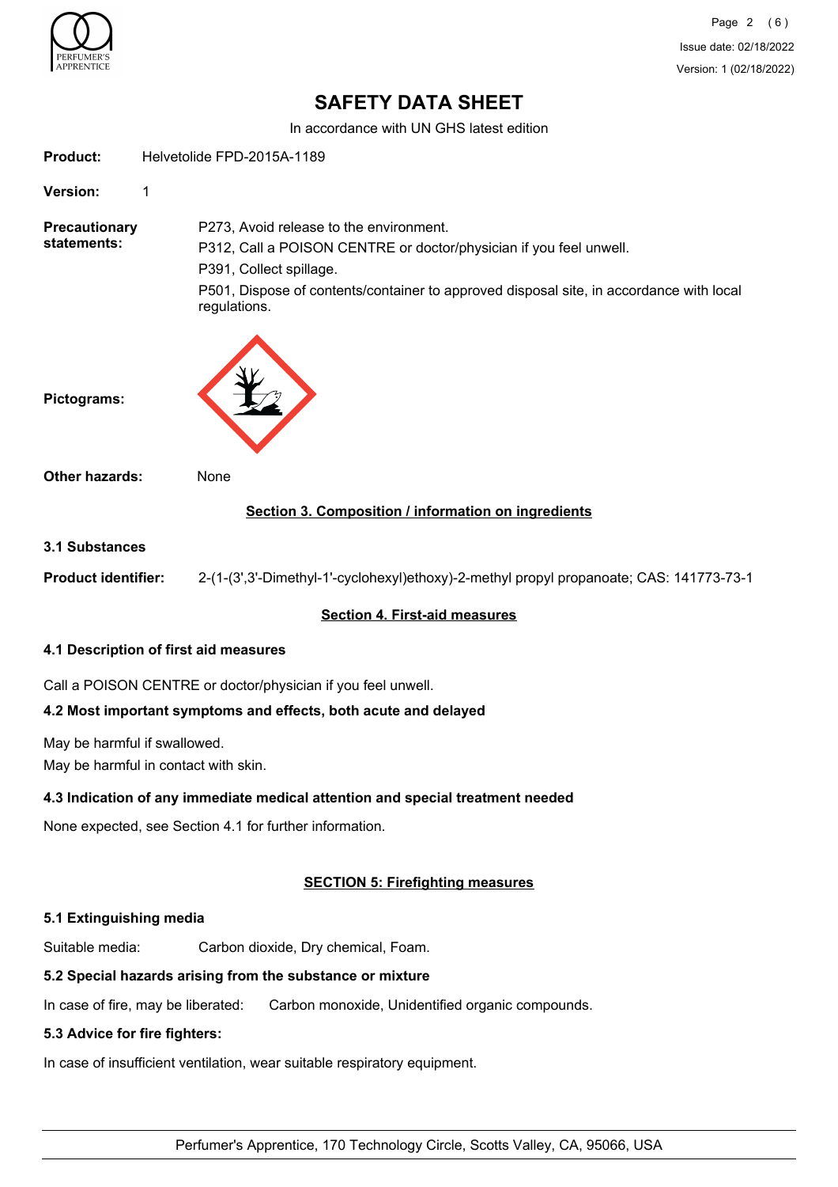# SAFETY DATA SHEET

In accordance with UN GHS latest edition

**Product:** Helvetolide FPD-2015A-1189

**Version:** 1

**Precautionary statements:**

P273, Avoid release to the environment.
P312, Call a POISON CENTRE or doctor/physician if you feel unwell.
P391, Collect spillage.
P501, Dispose of contents/container to approved disposal site, in accordance with local regulations.

**Pictograms:**

**Other hazards:** None

## Section 3. Composition / information on ingredients

### 3.1 Substances

**Product identifier:** 2-(1-(3',3'-Dimethyl-1'-cyclohexyl)ethoxy)-2-methyl propyl propanoate; CAS: 141773-73-1

## Section 4. First-aid measures

### 4.1 Description of first aid measures

Call a POISON CENTRE or doctor/physician if you feel unwell.

### 4.2 Most important symptoms and effects, both acute and delayed

May be harmful if swallowed.
May be harmful in contact with skin.

### 4.3 Indication of any immediate medical attention and special treatment needed

None expected, see Section 4.1 for further information.

## SECTION 5: Firefighting measures

### 5.1 Extinguishing media

Suitable media: Carbon dioxide, Dry chemical, Foam.

### 5.2 Special hazards arising from the substance or mixture

In case of fire, may be liberated: Carbon monoxide, Unidentified organic compounds.

### 5.3 Advice for fire fighters:

In case of insufficient ventilation, wear suitable respiratory equipment.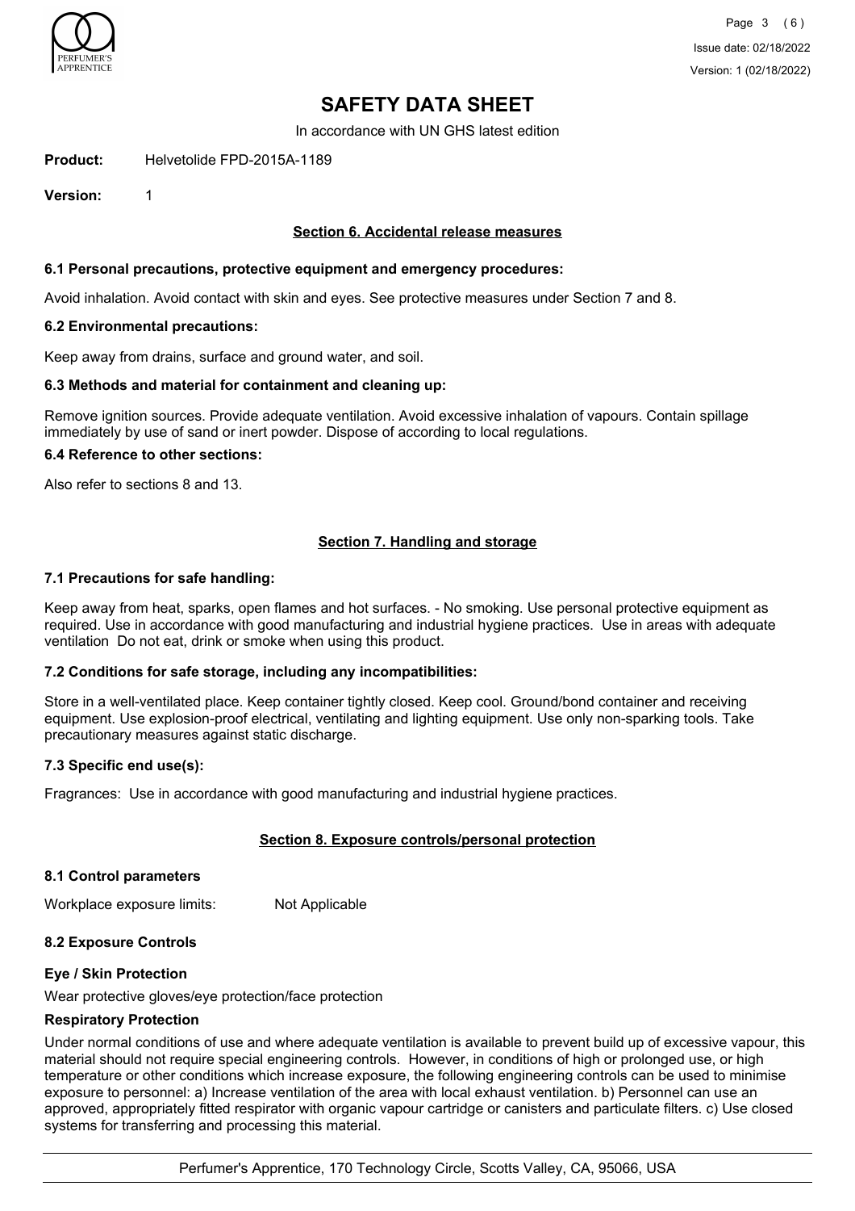# SAFETY DATA SHEET

In accordance with UN GHS latest edition

**Product:** Helvetolide FPD-2015A-1189

**Version:** 1

## Section 6. Accidental release measures

### 6.1 Personal precautions, protective equipment and emergency procedures:

Avoid inhalation. Avoid contact with skin and eyes. See protective measures under Section 7 and 8.

### 6.2 Environmental precautions:

Keep away from drains, surface and ground water, and soil.

### 6.3 Methods and material for containment and cleaning up:

Remove ignition sources. Provide adequate ventilation. Avoid excessive inhalation of vapours. Contain spillage immediately by use of sand or inert powder. Dispose of according to local regulations.

### 6.4 Reference to other sections:

Also refer to sections 8 and 13.

## Section 7. Handling and storage

### 7.1 Precautions for safe handling:

Keep away from heat, sparks, open flames and hot surfaces. - No smoking. Use personal protective equipment as required. Use in accordance with good manufacturing and industrial hygiene practices. Use in areas with adequate ventilation Do not eat, drink or smoke when using this product.

### 7.2 Conditions for safe storage, including any incompatibilities:

Store in a well-ventilated place. Keep container tightly closed. Keep cool. Ground/bond container and receiving equipment. Use explosion-proof electrical, ventilating and lighting equipment. Use only non-sparking tools. Take precautionary measures against static discharge.

### 7.3 Specific end use(s):

Fragrances: Use in accordance with good manufacturing and industrial hygiene practices.

## Section 8. Exposure controls/personal protection

### 8.1 Control parameters

Workplace exposure limits: Not Applicable

### 8.2 Exposure Controls

**Eye / Skin Protection**

Wear protective gloves/eye protection/face protection

**Respiratory Protection**

Under normal conditions of use and where adequate ventilation is available to prevent build up of excessive vapour, this material should not require special engineering controls. However, in conditions of high or prolonged use, or high temperature or other conditions which increase exposure, the following engineering controls can be used to minimise exposure to personnel: a) Increase ventilation of the area with local exhaust ventilation. b) Personnel can use an approved, appropriately fitted respirator with organic vapour cartridge or canisters and particulate filters. c) Use closed systems for transferring and processing this material.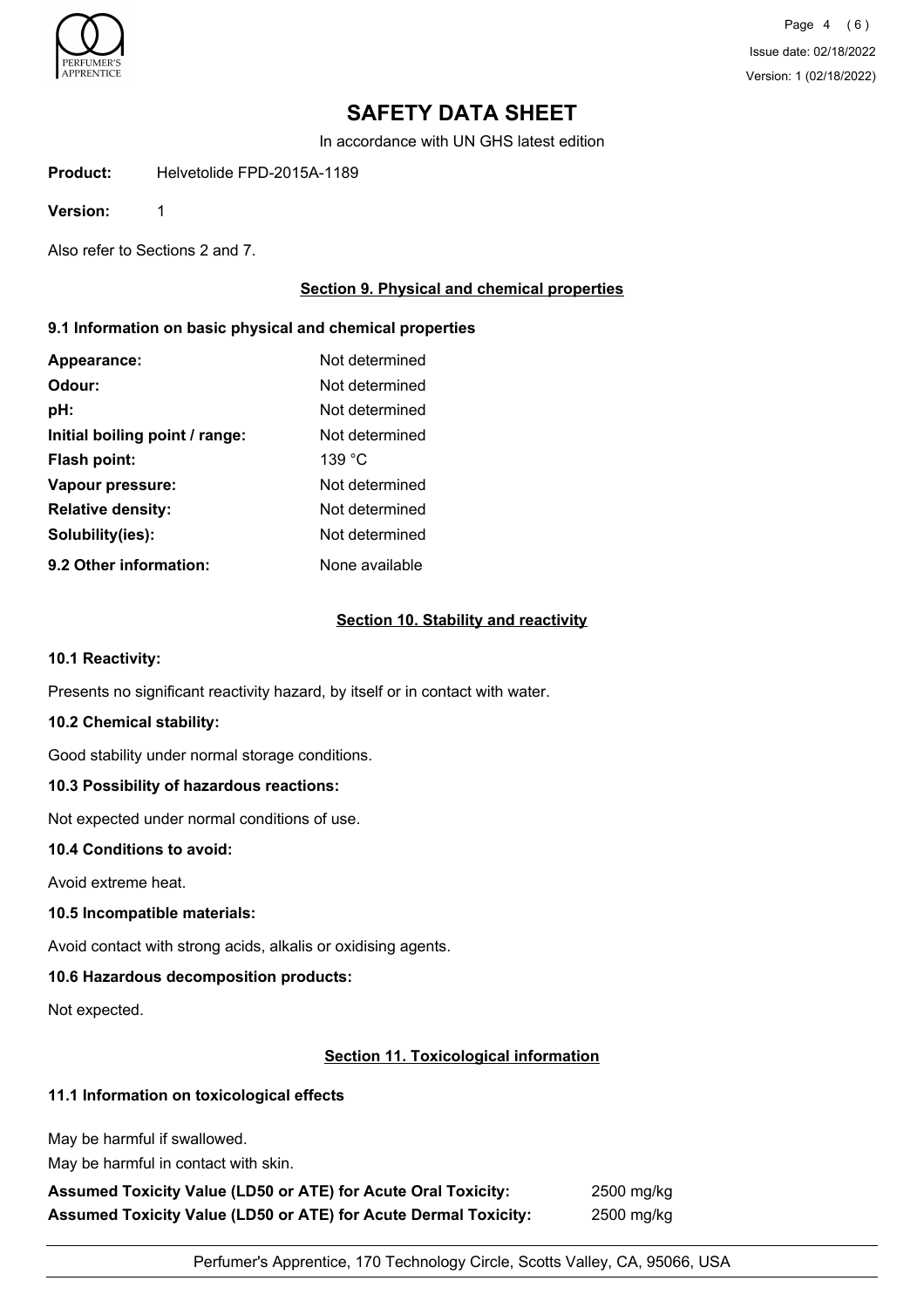# SAFETY DATA SHEET

In accordance with UN GHS latest edition

**Product:** Helvetolide FPD-2015A-1189

**Version:** 1

Also refer to Sections 2 and 7.

## Section 9. Physical and chemical properties

### 9.1 Information on basic physical and chemical properties

| | |
|---|---|
| **Appearance:** | Not determined |
| **Odour:** | Not determined |
| **pH:** | Not determined |
| **Initial boiling point / range:** | Not determined |
| **Flash point:** | 139 °C |
| **Vapour pressure:** | Not determined |
| **Relative density:** | Not determined |
| **Solubility(ies):** | Not determined |
| **9.2 Other information:** | None available |

## Section 10. Stability and reactivity

### 10.1 Reactivity:

Presents no significant reactivity hazard, by itself or in contact with water.

### 10.2 Chemical stability:

Good stability under normal storage conditions.

### 10.3 Possibility of hazardous reactions:

Not expected under normal conditions of use.

### 10.4 Conditions to avoid:

Avoid extreme heat.

### 10.5 Incompatible materials:

Avoid contact with strong acids, alkalis or oxidising agents.

### 10.6 Hazardous decomposition products:

Not expected.

## Section 11. Toxicological information

### 11.1 Information on toxicological effects

May be harmful if swallowed.

May be harmful in contact with skin.

| | |
|---|---|
| **Assumed Toxicity Value (LD50 or ATE) for Acute Oral Toxicity:** | 2500 mg/kg |
| **Assumed Toxicity Value (LD50 or ATE) for Acute Dermal Toxicity:** | 2500 mg/kg |

Perfumer's Apprentice, 170 Technology Circle, Scotts Valley, CA, 95066, USA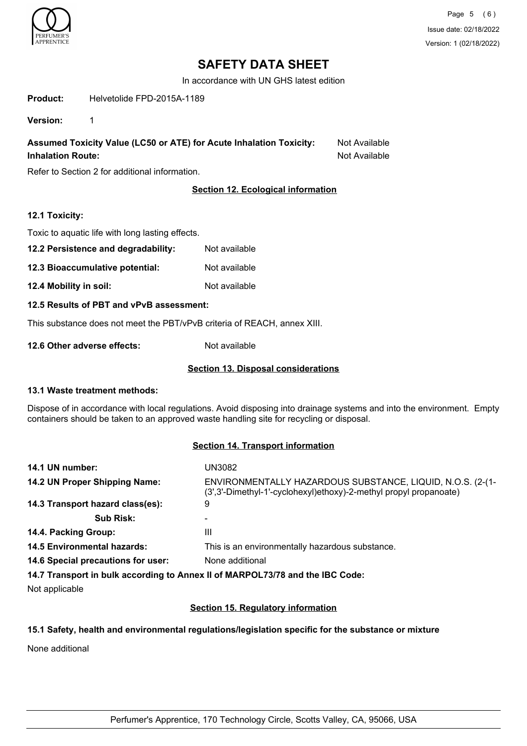# SAFETY DATA SHEET

In accordance with UN GHS latest edition

**Product:** Helvetolide FPD-2015A-1189

**Version:** 1

**Assumed Toxicity Value (LC50 or ATE) for Acute Inhalation Toxicity:** Not Available
**Inhalation Route:** Not Available

Refer to Section 2 for additional information.

## Section 12. Ecological information

**12.1 Toxicity:**

Toxic to aquatic life with long lasting effects.

**12.2 Persistence and degradability:** Not available

**12.3 Bioaccumulative potential:** Not available

**12.4 Mobility in soil:** Not available

**12.5 Results of PBT and vPvB assessment:**

This substance does not meet the PBT/vPvB criteria of REACH, annex XIII.

**12.6 Other adverse effects:** Not available

## Section 13. Disposal considerations

**13.1 Waste treatment methods:**

Dispose of in accordance with local regulations. Avoid disposing into drainage systems and into the environment. Empty containers should be taken to an approved waste handling site for recycling or disposal.

## Section 14. Transport information

**14.1 UN number:** UN3082

**14.2 UN Proper Shipping Name:** ENVIRONMENTALLY HAZARDOUS SUBSTANCE, LIQUID, N.O.S. (2-(1-(3',3'-Dimethyl-1'-cyclohexyl)ethoxy)-2-methyl propyl propanoate)

**14.3 Transport hazard class(es):** 9

**Sub Risk:** -

**14.4. Packing Group:** III

**14.5 Environmental hazards:** This is an environmentally hazardous substance.

**14.6 Special precautions for user:** None additional

**14.7 Transport in bulk according to Annex II of MARPOL73/78 and the IBC Code:**

Not applicable

## Section 15. Regulatory information

**15.1 Safety, health and environmental regulations/legislation specific for the substance or mixture**

None additional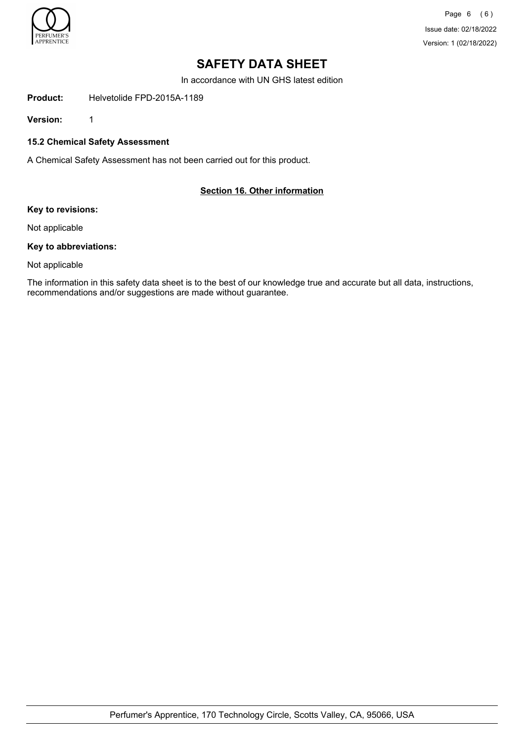# SAFETY DATA SHEET

In accordance with UN GHS latest edition

**Product:** Helvetolide FPD-2015A-1189

**Version:** 1

### 15.2 Chemical Safety Assessment

A Chemical Safety Assessment has not been carried out for this product.

## Section 16. Other information

**Key to revisions:**

Not applicable

**Key to abbreviations:**

Not applicable

The information in this safety data sheet is to the best of our knowledge true and accurate but all data, instructions, recommendations and/or suggestions are made without guarantee.